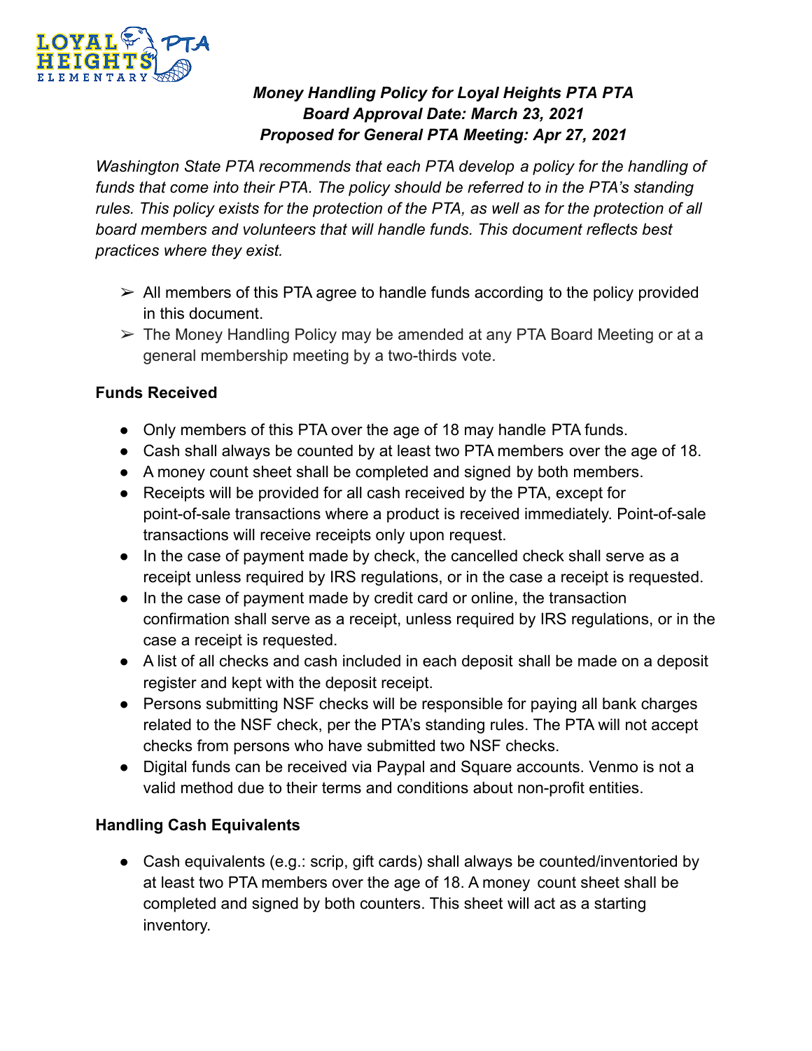***Money Handling Policy for Loyal Heights PTA PTA***
***Board Approval Date: March 23, 2021***
***Proposed for General PTA Meeting: Apr 27, 2021***

*Washington State PTA recommends that each PTA develop a policy for the handling of funds that come into their PTA. The policy should be referred to in the PTA's standing rules. This policy exists for the protection of the PTA, as well as for the protection of all board members and volunteers that will handle funds. This document reflects best practices where they exist.*

- ➢ All members of this PTA agree to handle funds according to the policy provided in this document.
- ➢ The Money Handling Policy may be amended at any PTA Board Meeting or at a general membership meeting by a two-thirds vote.

**Funds Received**

- Only members of this PTA over the age of 18 may handle PTA funds.
- Cash shall always be counted by at least two PTA members over the age of 18.
- A money count sheet shall be completed and signed by both members.
- Receipts will be provided for all cash received by the PTA, except for point-of-sale transactions where a product is received immediately. Point-of-sale transactions will receive receipts only upon request.
- In the case of payment made by check, the cancelled check shall serve as a receipt unless required by IRS regulations, or in the case a receipt is requested.
- In the case of payment made by credit card or online, the transaction confirmation shall serve as a receipt, unless required by IRS regulations, or in the case a receipt is requested.
- A list of all checks and cash included in each deposit shall be made on a deposit register and kept with the deposit receipt.
- Persons submitting NSF checks will be responsible for paying all bank charges related to the NSF check, per the PTA's standing rules. The PTA will not accept checks from persons who have submitted two NSF checks.
- Digital funds can be received via Paypal and Square accounts. Venmo is not a valid method due to their terms and conditions about non-profit entities.

**Handling Cash Equivalents**

- Cash equivalents (e.g.: scrip, gift cards) shall always be counted/inventoried by at least two PTA members over the age of 18. A money count sheet shall be completed and signed by both counters. This sheet will act as a starting inventory.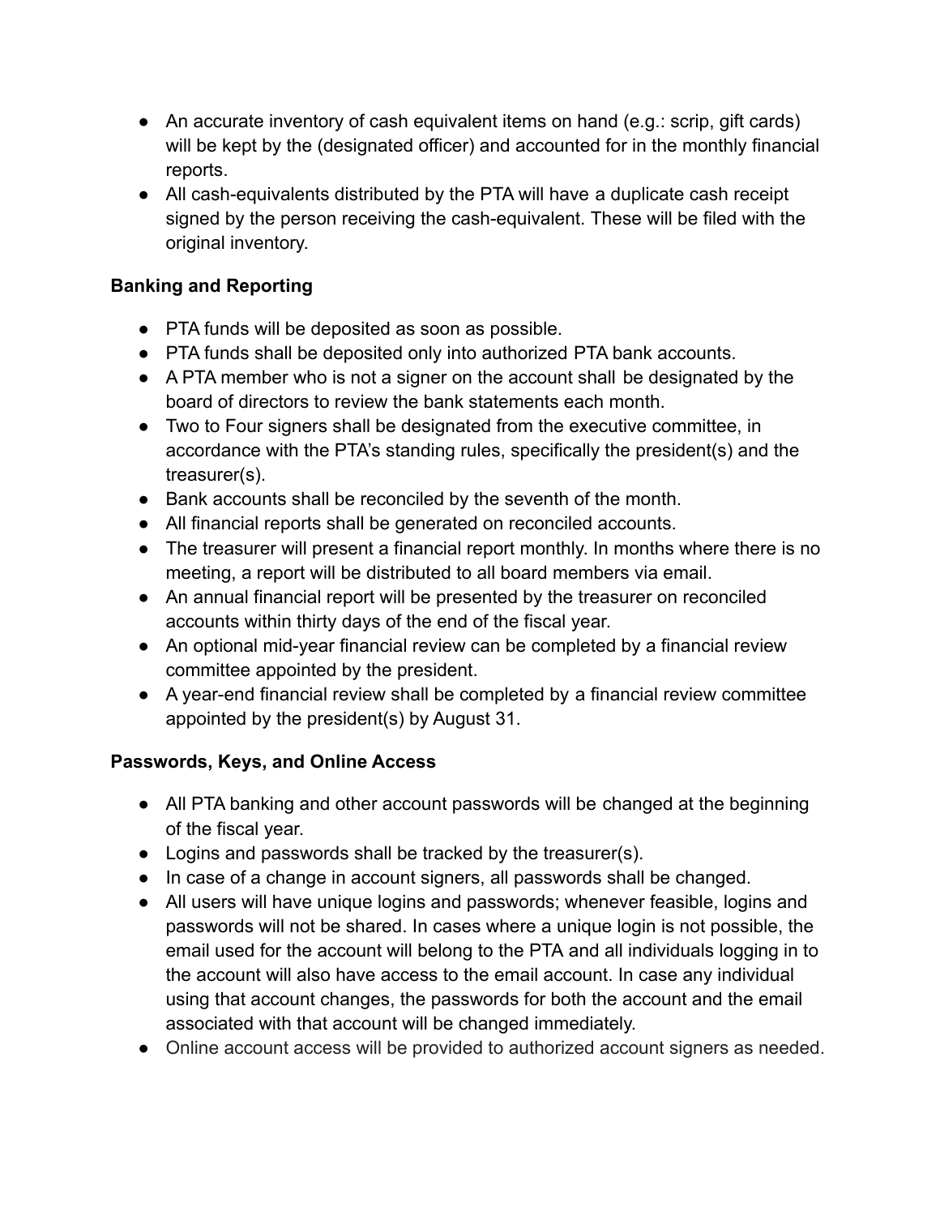- An accurate inventory of cash equivalent items on hand (e.g.: scrip, gift cards) will be kept by the (designated officer) and accounted for in the monthly financial reports.
- All cash-equivalents distributed by the PTA will have a duplicate cash receipt signed by the person receiving the cash-equivalent. These will be filed with the original inventory.

**Banking and Reporting**

- PTA funds will be deposited as soon as possible.
- PTA funds shall be deposited only into authorized PTA bank accounts.
- A PTA member who is not a signer on the account shall be designated by the board of directors to review the bank statements each month.
- Two to Four signers shall be designated from the executive committee, in accordance with the PTA's standing rules, specifically the president(s) and the treasurer(s).
- Bank accounts shall be reconciled by the seventh of the month.
- All financial reports shall be generated on reconciled accounts.
- The treasurer will present a financial report monthly. In months where there is no meeting, a report will be distributed to all board members via email.
- An annual financial report will be presented by the treasurer on reconciled accounts within thirty days of the end of the fiscal year.
- An optional mid-year financial review can be completed by a financial review committee appointed by the president.
- A year-end financial review shall be completed by a financial review committee appointed by the president(s) by August 31.

**Passwords, Keys, and Online Access**

- All PTA banking and other account passwords will be changed at the beginning of the fiscal year.
- Logins and passwords shall be tracked by the treasurer(s).
- In case of a change in account signers, all passwords shall be changed.
- All users will have unique logins and passwords; whenever feasible, logins and passwords will not be shared. In cases where a unique login is not possible, the email used for the account will belong to the PTA and all individuals logging in to the account will also have access to the email account. In case any individual using that account changes, the passwords for both the account and the email associated with that account will be changed immediately.
- Online account access will be provided to authorized account signers as needed.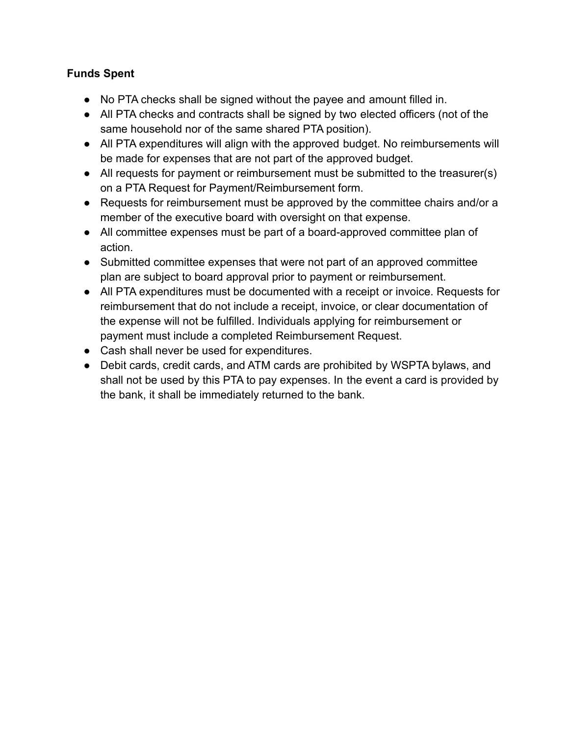**Funds Spent**

- No PTA checks shall be signed without the payee and amount filled in.
- All PTA checks and contracts shall be signed by two elected officers (not of the same household nor of the same shared PTA position).
- All PTA expenditures will align with the approved budget. No reimbursements will be made for expenses that are not part of the approved budget.
- All requests for payment or reimbursement must be submitted to the treasurer(s) on a PTA Request for Payment/Reimbursement form.
- Requests for reimbursement must be approved by the committee chairs and/or a member of the executive board with oversight on that expense.
- All committee expenses must be part of a board-approved committee plan of action.
- Submitted committee expenses that were not part of an approved committee plan are subject to board approval prior to payment or reimbursement.
- All PTA expenditures must be documented with a receipt or invoice. Requests for reimbursement that do not include a receipt, invoice, or clear documentation of the expense will not be fulfilled. Individuals applying for reimbursement or payment must include a completed Reimbursement Request.
- Cash shall never be used for expenditures.
- Debit cards, credit cards, and ATM cards are prohibited by WSPTA bylaws, and shall not be used by this PTA to pay expenses. In the event a card is provided by the bank, it shall be immediately returned to the bank.